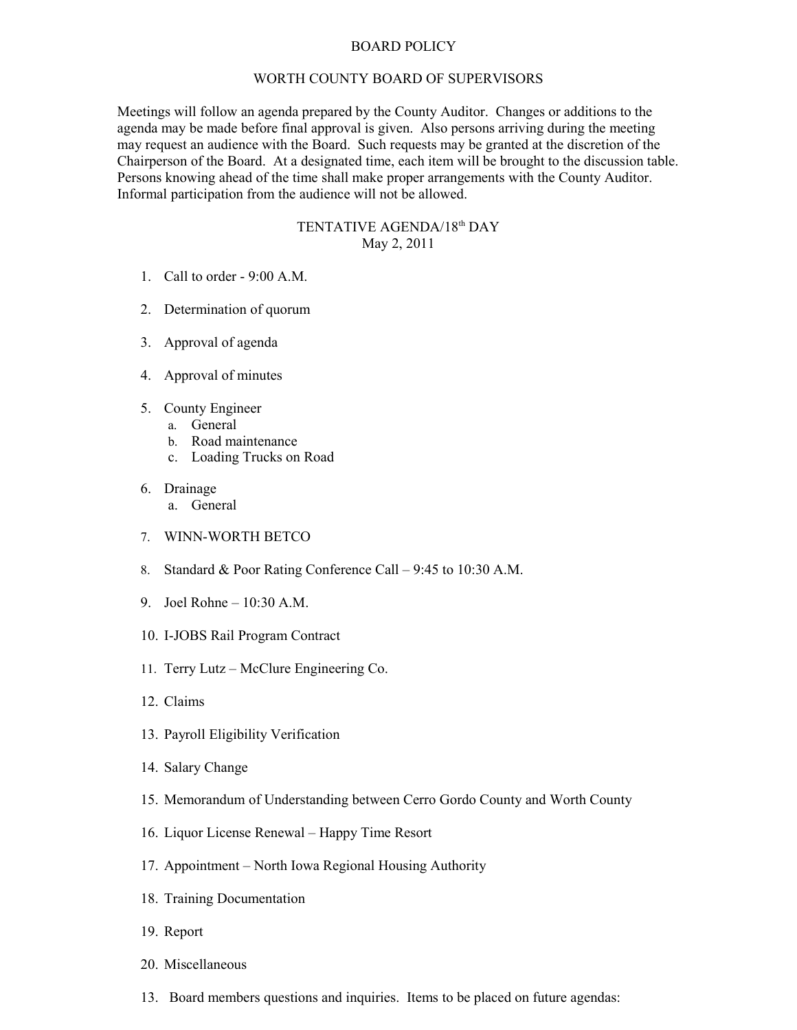# BOARD POLICY

## WORTH COUNTY BOARD OF SUPERVISORS

Meetings will follow an agenda prepared by the County Auditor. Changes or additions to the agenda may be made before final approval is given. Also persons arriving during the meeting may request an audience with the Board. Such requests may be granted at the discretion of the Chairperson of the Board. At a designated time, each item will be brought to the discussion table. Persons knowing ahead of the time shall make proper arrangements with the County Auditor. Informal participation from the audience will not be allowed.

## TENTATIVE AGENDA/18th DAY
May 2, 2011

1. Call to order - 9:00 A.M.
2. Determination of quorum
3. Approval of agenda
4. Approval of minutes
5. County Engineer
   a. General
   b. Road maintenance
   c. Loading Trucks on Road
6. Drainage
   a. General
7. WINN-WORTH BETCO
8. Standard & Poor Rating Conference Call – 9:45 to 10:30 A.M.
9. Joel Rohne – 10:30 A.M.
10. I-JOBS Rail Program Contract
11. Terry Lutz – McClure Engineering Co.
12. Claims
13. Payroll Eligibility Verification
14. Salary Change
15. Memorandum of Understanding between Cerro Gordo County and Worth County
16. Liquor License Renewal – Happy Time Resort
17. Appointment – North Iowa Regional Housing Authority
18. Training Documentation
19. Report
20. Miscellaneous

13. Board members questions and inquiries. Items to be placed on future agendas: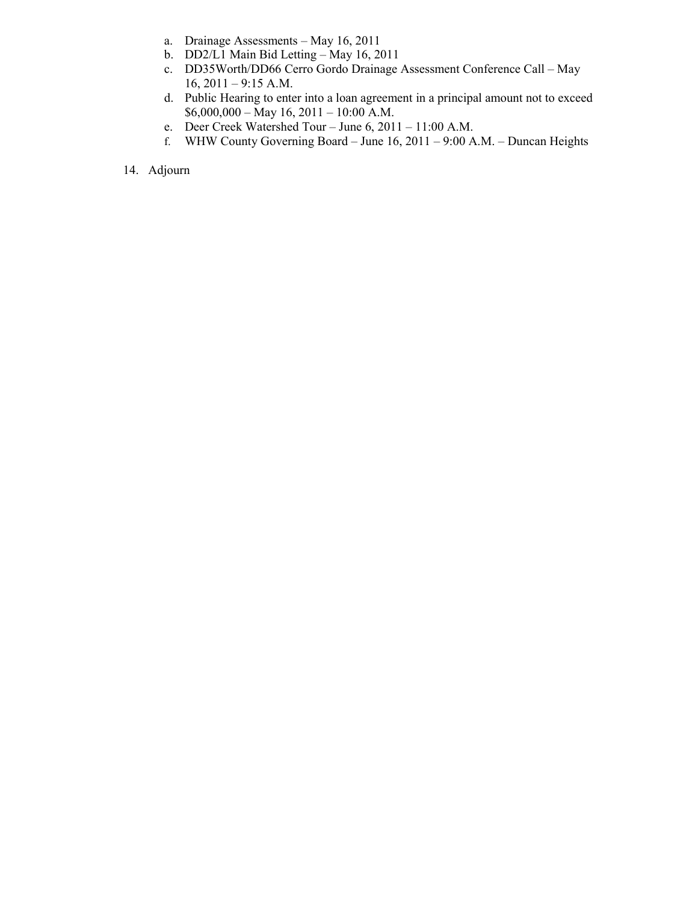a. Drainage Assessments – May 16, 2011
b. DD2/L1 Main Bid Letting – May 16, 2011
c. DD35Worth/DD66 Cerro Gordo Drainage Assessment Conference Call – May 16, 2011 – 9:15 A.M.
d. Public Hearing to enter into a loan agreement in a principal amount not to exceed $6,000,000 – May 16, 2011 – 10:00 A.M.
e. Deer Creek Watershed Tour – June 6, 2011 – 11:00 A.M.
f. WHW County Governing Board – June 16, 2011 – 9:00 A.M. – Duncan Heights

14. Adjourn